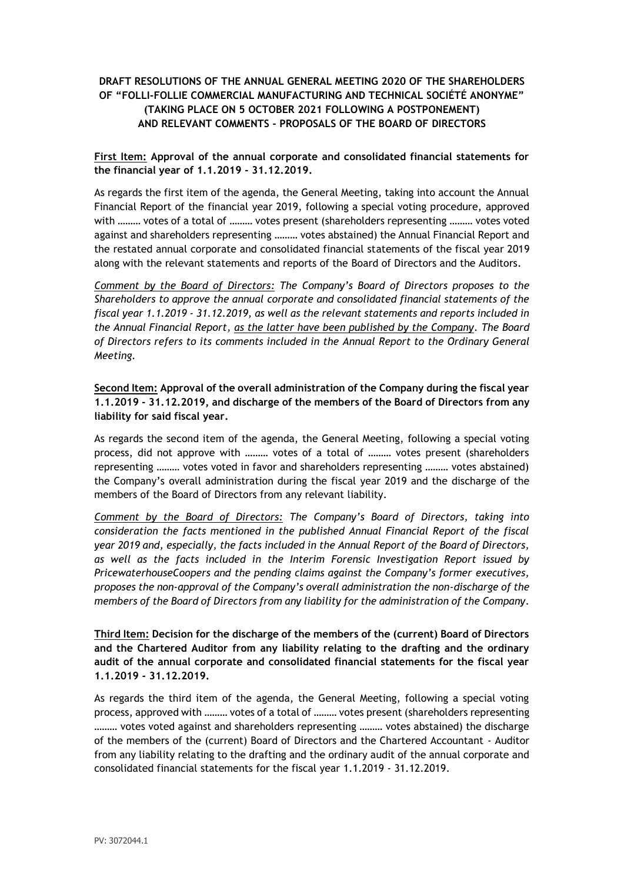**DRAFT RESOLUTIONS OF THE ANNUAL GENERAL MEETING 2020 OF THE SHAREHOLDERS OF "FOLLI-FOLLIE COMMERCIAL MANUFACTURING AND TECHNICAL SOCIÉTÉ ANONYME" (TAKING PLACE ON 5 OCTOBER 2021 FOLLOWING A POSTPONEMENT) AND RELEVANT COMMENTS - PROPOSALS OF THE BOARD OF DIRECTORS**

**First Item: Approval of the annual corporate and consolidated financial statements for the financial year of 1.1.2019 - 31.12.2019.**

As regards the first item of the agenda, the General Meeting, taking into account the Annual Financial Report of the financial year 2019, following a special voting procedure, approved with ……… votes of a total of ……… votes present (shareholders representing ……… votes voted against and shareholders representing ……… votes abstained) the Annual Financial Report and the restated annual corporate and consolidated financial statements of the fiscal year 2019 along with the relevant statements and reports of the Board of Directors and the Auditors.

*Comment by the Board of Directors: The Company's Board of Directors proposes to the Shareholders to approve the annual corporate and consolidated financial statements of the fiscal year 1.1.2019 - 31.12.2019, as well as the relevant statements and reports included in the Annual Financial Report, as the latter have been published by the Company. The Board of Directors refers to its comments included in the Annual Report to the Ordinary General Meeting.*

**Second Item: Approval of the overall administration of the Company during the fiscal year 1.1.2019 - 31.12.2019, and discharge of the members of the Board of Directors from any liability for said fiscal year.**

As regards the second item of the agenda, the General Meeting, following a special voting process, did not approve with ……… votes of a total of ……… votes present (shareholders representing ……… votes voted in favor and shareholders representing ……… votes abstained) the Company's overall administration during the fiscal year 2019 and the discharge of the members of the Board of Directors from any relevant liability.

*Comment by the Board of Directors: The Company's Board of Directors, taking into consideration the facts mentioned in the published Annual Financial Report of the fiscal year 2019 and, especially, the facts included in the Annual Report of the Board of Directors, as well as the facts included in the Interim Forensic Investigation Report issued by PricewaterhouseCoopers and the pending claims against the Company's former executives, proposes the non-approval of the Company's overall administration the non-discharge of the members of the Board of Directors from any liability for the administration of the Company.*

**Third Item: Decision for the discharge of the members of the (current) Board of Directors and the Chartered Auditor from any liability relating to the drafting and the ordinary audit of the annual corporate and consolidated financial statements for the fiscal year 1.1.2019 - 31.12.2019.**

As regards the third item of the agenda, the General Meeting, following a special voting process, approved with ……… votes of a total of ……… votes present (shareholders representing ……… votes voted against and shareholders representing ……… votes abstained) the discharge of the members of the (current) Board of Directors and the Chartered Accountant - Auditor from any liability relating to the drafting and the ordinary audit of the annual corporate and consolidated financial statements for the fiscal year 1.1.2019 - 31.12.2019.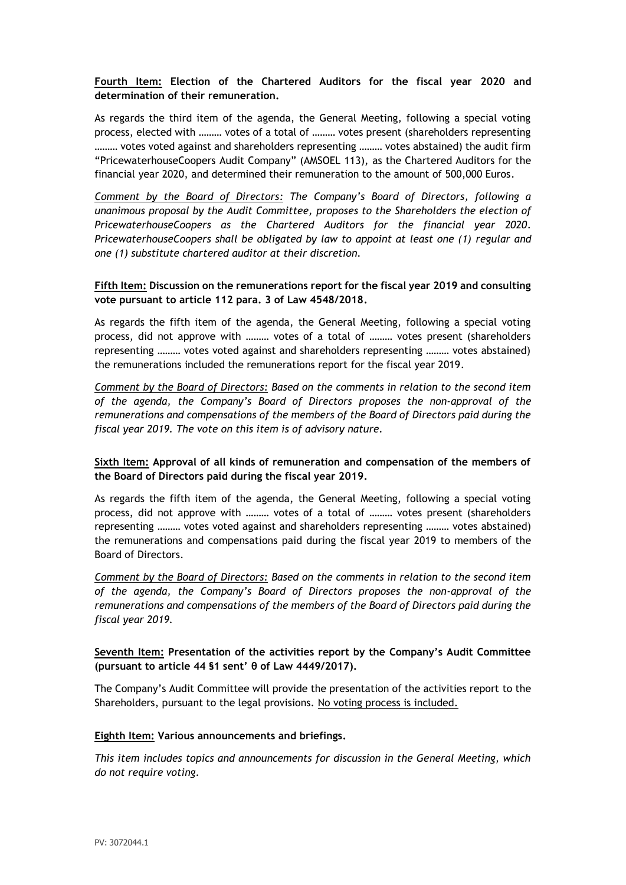**Fourth Item: Election of the Chartered Auditors for the fiscal year 2020 and determination of their remuneration.**

As regards the third item of the agenda, the General Meeting, following a special voting process, elected with ……… votes of a total of ……… votes present (shareholders representing ……… votes voted against and shareholders representing ……… votes abstained) the audit firm "PricewaterhouseCoopers Audit Company" (AMSOEL 113), as the Chartered Auditors for the financial year 2020, and determined their remuneration to the amount of 500,000 Euros.

*Comment by the Board of Directors: The Company's Board of Directors, following a unanimous proposal by the Audit Committee, proposes to the Shareholders the election of PricewaterhouseCoopers as the Chartered Auditors for the financial year 2020. PricewaterhouseCoopers shall be obligated by law to appoint at least one (1) regular and one (1) substitute chartered auditor at their discretion.*

**Fifth Item: Discussion on the remunerations report for the fiscal year 2019 and consulting vote pursuant to article 112 para. 3 of Law 4548/2018.**

As regards the fifth item of the agenda, the General Meeting, following a special voting process, did not approve with ……… votes of a total of ……… votes present (shareholders representing ……… votes voted against and shareholders representing ……… votes abstained) the remunerations included the remunerations report for the fiscal year 2019.

*Comment by the Board of Directors: Based on the comments in relation to the second item of the agenda, the Company's Board of Directors proposes the non-approval of the remunerations and compensations of the members of the Board of Directors paid during the fiscal year 2019. The vote on this item is of advisory nature.*

**Sixth Item: Approval of all kinds of remuneration and compensation of the members of the Board of Directors paid during the fiscal year 2019.**

As regards the fifth item of the agenda, the General Meeting, following a special voting process, did not approve with ……… votes of a total of ……… votes present (shareholders representing ……… votes voted against and shareholders representing ……… votes abstained) the remunerations and compensations paid during the fiscal year 2019 to members of the Board of Directors.

*Comment by the Board of Directors: Based on the comments in relation to the second item of the agenda, the Company's Board of Directors proposes the non-approval of the remunerations and compensations of the members of the Board of Directors paid during the fiscal year 2019.*

**Seventh Item: Presentation of the activities report by the Company's Audit Committee (pursuant to article 44 §1 sent' θ of Law 4449/2017).**

The Company's Audit Committee will provide the presentation of the activities report to the Shareholders, pursuant to the legal provisions. No voting process is included.

**Eighth Item: Various announcements and briefings.**

*This item includes topics and announcements for discussion in the General Meeting, which do not require voting.*

PV: 3072044.1